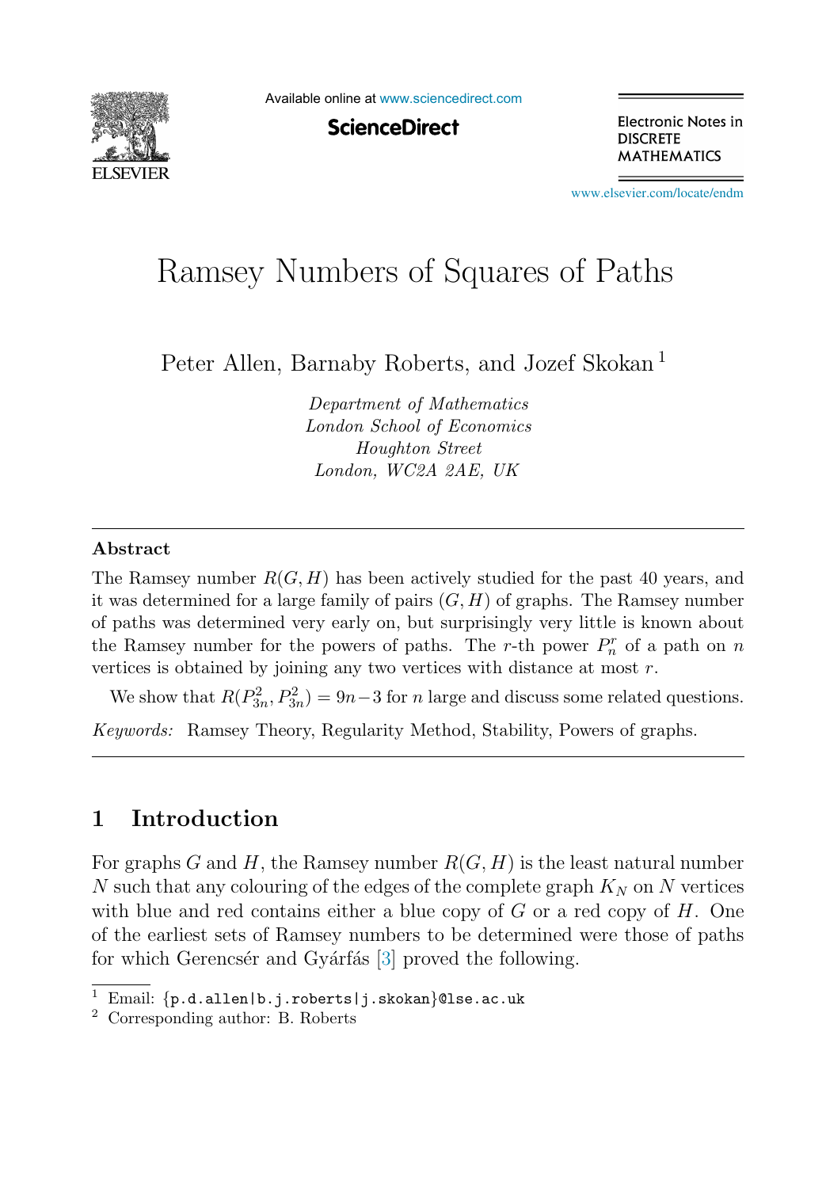# Ramsey Numbers of Squares of Paths

Peter Allen, Barnaby Roberts, and Jozef Skokan [1]

*Department of Mathematics*
*London School of Economics*
*Houghton Street*
*London, WC2A 2AE, UK*

## Abstract

The Ramsey number $R(G, H)$ has been actively studied for the past 40 years, and it was determined for a large family of pairs $(G, H)$ of graphs. The Ramsey number of paths was determined very early on, but surprisingly very little is known about the Ramsey number for the powers of paths. The $r$-th power $P_n^r$ of a path on $n$ vertices is obtained by joining any two vertices with distance at most $r$.

We show that $R(P_{3n}^2, P_{3n}^2) = 9n - 3$ for $n$ large and discuss some related questions.

*Keywords:* Ramsey Theory, Regularity Method, Stability, Powers of graphs.

## 1 Introduction

For graphs $G$ and $H$, the Ramsey number $R(G, H)$ is the least natural number $N$ such that any colouring of the edges of the complete graph $K_N$ on $N$ vertices with blue and red contains either a blue copy of $G$ or a red copy of $H$. One of the earliest sets of Ramsey numbers to be determined were those of paths for which Gerencsér and Gyárfás [3] proved the following.

---

[1] Email: {p.d.allen|b.j.roberts|j.skokan}@lse.ac.uk

[2] Corresponding author: B. Roberts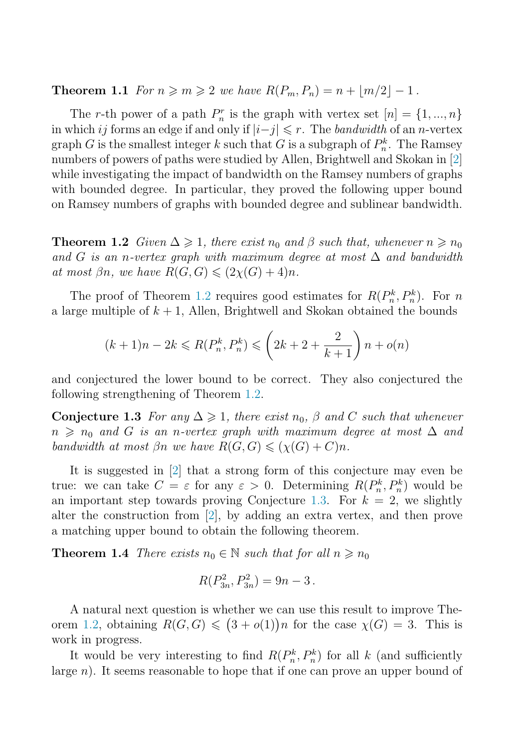**Theorem 1.1** *For $n \geqslant m \geqslant 2$ we have $R(P_m, P_n) = n + \lfloor m/2 \rfloor - 1$.*

The $r$-th power of a path $P_n^r$ is the graph with vertex set $[n] = \{1, ..., n\}$ in which $ij$ forms an edge if and only if $|i-j| \leqslant r$. The *bandwidth* of an $n$-vertex graph $G$ is the smallest integer $k$ such that $G$ is a subgraph of $P_n^k$. The Ramsey numbers of powers of paths were studied by Allen, Brightwell and Skokan in [2] while investigating the impact of bandwidth on the Ramsey numbers of graphs with bounded degree. In particular, they proved the following upper bound on Ramsey numbers of graphs with bounded degree and sublinear bandwidth.

**Theorem 1.2** *Given $\Delta \geqslant 1$, there exist $n_0$ and $\beta$ such that, whenever $n \geqslant n_0$ and $G$ is an $n$-vertex graph with maximum degree at most $\Delta$ and bandwidth at most $\beta n$, we have $R(G, G) \leqslant (2\chi(G) + 4)n$.*

The proof of Theorem 1.2 requires good estimates for $R(P_n^k, P_n^k)$. For $n$ a large multiple of $k+1$, Allen, Brightwell and Skokan obtained the bounds

$$(k+1)n - 2k \leqslant R(P_n^k, P_n^k) \leqslant \left(2k + 2 + \frac{2}{k+1}\right)n + o(n)$$

and conjectured the lower bound to be correct. They also conjectured the following strengthening of Theorem 1.2.

**Conjecture 1.3** *For any $\Delta \geqslant 1$, there exist $n_0$, $\beta$ and $C$ such that whenever $n \geqslant n_0$ and $G$ is an $n$-vertex graph with maximum degree at most $\Delta$ and bandwidth at most $\beta n$ we have $R(G, G) \leqslant (\chi(G) + C)n$.*

It is suggested in [2] that a strong form of this conjecture may even be true: we can take $C = \varepsilon$ for any $\varepsilon > 0$. Determining $R(P_n^k, P_n^k)$ would be an important step towards proving Conjecture 1.3. For $k = 2$, we slightly alter the construction from [2], by adding an extra vertex, and then prove a matching upper bound to obtain the following theorem.

**Theorem 1.4** *There exists $n_0 \in \mathbb{N}$ such that for all $n \geqslant n_0$*

$$R(P_{3n}^2, P_{3n}^2) = 9n - 3\,.$$

A natural next question is whether we can use this result to improve Theorem 1.2, obtaining $R(G, G) \leqslant \big(3 + o(1)\big)n$ for the case $\chi(G) = 3$. This is work in progress.

It would be very interesting to find $R(P_n^k, P_n^k)$ for all $k$ (and sufficiently large $n$). It seems reasonable to hope that if one can prove an upper bound of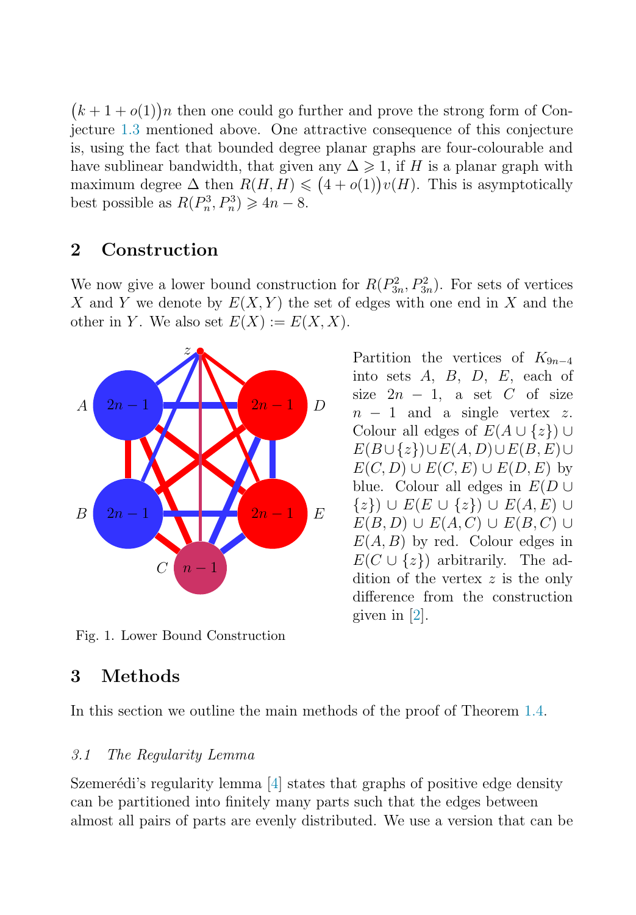$\big(k+1+o(1)\big)n$ then one could go further and prove the strong form of Conjecture 1.3 mentioned above. One attractive consequence of this conjecture is, using the fact that bounded degree planar graphs are four-colourable and have sublinear bandwidth, that given any $\Delta \geqslant 1$, if $H$ is a planar graph with maximum degree $\Delta$ then $R(H,H) \leqslant \big(4+o(1)\big)v(H)$. This is asymptotically best possible as $R(P_n^3, P_n^3) \geqslant 4n-8$.

## 2 Construction

We now give a lower bound construction for $R(P_{3n}^2, P_{3n}^2)$. For sets of vertices $X$ and $Y$ we denote by $E(X,Y)$ the set of edges with one end in $X$ and the other in $Y$. We also set $E(X) := E(X,X)$.

Partition the vertices of $K_{9n-4}$ into sets $A$, $B$, $D$, $E$, each of size $2n-1$, a set $C$ of size $n-1$ and a single vertex $z$. Colour all edges of $E(A\cup\{z\}) \cup E(B\cup\{z\}) \cup E(A,D) \cup E(B,E) \cup E(C,D) \cup E(C,E) \cup E(D,E)$ by blue. Colour all edges in $E(D\cup\{z\}) \cup E(E\cup\{z\}) \cup E(A,E) \cup E(B,D) \cup E(A,C) \cup E(B,C) \cup E(A,B)$ by red. Colour edges in $E(C\cup\{z\})$ arbitrarily. The addition of the vertex $z$ is the only difference from the construction given in [2].

Fig. 1. Lower Bound Construction

## 3 Methods

In this section we outline the main methods of the proof of Theorem 1.4.

### 3.1 The Regularity Lemma

Szemerédi's regularity lemma [4] states that graphs of positive edge density can be partitioned into finitely many parts such that the edges between almost all pairs of parts are evenly distributed. We use a version that can be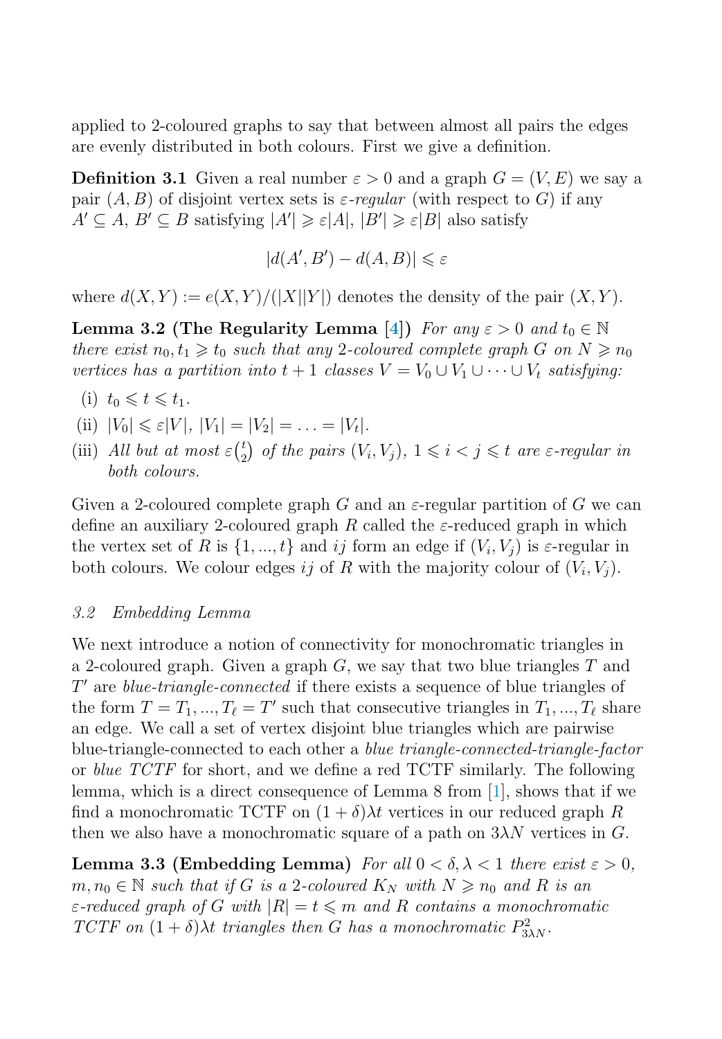applied to 2-coloured graphs to say that between almost all pairs the edges are evenly distributed in both colours. First we give a definition.

**Definition 3.1** Given a real number $\varepsilon > 0$ and a graph $G = (V, E)$ we say a pair $(A, B)$ of disjoint vertex sets is *$\varepsilon$-regular* (with respect to $G$) if any $A' \subseteq A$, $B' \subseteq B$ satisfying $|A'| \geqslant \varepsilon|A|$, $|B'| \geqslant \varepsilon|B|$ also satisfy

$$|d(A', B') - d(A, B)| \leqslant \varepsilon$$

where $d(X, Y) := e(X, Y)/(|X||Y|)$ denotes the density of the pair $(X, Y)$.

**Lemma 3.2 (The Regularity Lemma [4])** *For any $\varepsilon > 0$ and $t_0 \in \mathbb{N}$ there exist $n_0, t_1 \geqslant t_0$ such that any 2-coloured complete graph $G$ on $N \geqslant n_0$ vertices has a partition into $t + 1$ classes $V = V_0 \cup V_1 \cup \cdots \cup V_t$ satisfying:*

(i) $t_0 \leqslant t \leqslant t_1$.

(ii) $|V_0| \leqslant \varepsilon|V|$, $|V_1| = |V_2| = \ldots = |V_t|$.

(iii) *All but at most $\varepsilon\binom{t}{2}$ of the pairs $(V_i, V_j)$, $1 \leqslant i < j \leqslant t$ are $\varepsilon$-regular in both colours.*

Given a 2-coloured complete graph $G$ and an $\varepsilon$-regular partition of $G$ we can define an auxiliary 2-coloured graph $R$ called the $\varepsilon$-reduced graph in which the vertex set of $R$ is $\{1, ..., t\}$ and $ij$ form an edge if $(V_i, V_j)$ is $\varepsilon$-regular in both colours. We colour edges $ij$ of $R$ with the majority colour of $(V_i, V_j)$.

### *3.2 Embedding Lemma*

We next introduce a notion of connectivity for monochromatic triangles in a 2-coloured graph. Given a graph $G$, we say that two blue triangles $T$ and $T'$ are *blue-triangle-connected* if there exists a sequence of blue triangles of the form $T = T_1, ..., T_\ell = T'$ such that consecutive triangles in $T_1, ..., T_\ell$ share an edge. We call a set of vertex disjoint blue triangles which are pairwise blue-triangle-connected to each other a *blue triangle-connected-triangle-factor* or *blue TCTF* for short, and we define a red TCTF similarly. The following lemma, which is a direct consequence of Lemma 8 from [1], shows that if we find a monochromatic TCTF on $(1 + \delta)\lambda t$ vertices in our reduced graph $R$ then we also have a monochromatic square of a path on $3\lambda N$ vertices in $G$.

**Lemma 3.3 (Embedding Lemma)** *For all $0 < \delta, \lambda < 1$ there exist $\varepsilon > 0$, $m, n_0 \in \mathbb{N}$ such that if $G$ is a 2-coloured $K_N$ with $N \geqslant n_0$ and $R$ is an $\varepsilon$-reduced graph of $G$ with $|R| = t \leqslant m$ and $R$ contains a monochromatic TCTF on $(1 + \delta)\lambda t$ triangles then $G$ has a monochromatic $P^2_{3\lambda N}$.*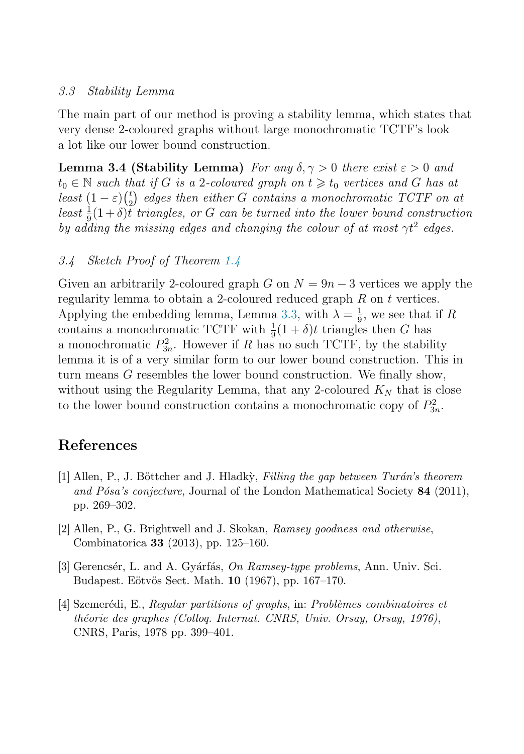### 3.3 Stability Lemma

The main part of our method is proving a stability lemma, which states that very dense 2-coloured graphs without large monochromatic TCTF's look a lot like our lower bound construction.

**Lemma 3.4 (Stability Lemma)** *For any $\delta, \gamma > 0$ there exist $\varepsilon > 0$ and $t_0 \in \mathbb{N}$ such that if $G$ is a 2-coloured graph on $t \geqslant t_0$ vertices and $G$ has at least $(1-\varepsilon)\binom{t}{2}$ edges then either $G$ contains a monochromatic TCTF on at least $\frac{1}{9}(1+\delta)t$ triangles, or $G$ can be turned into the lower bound construction by adding the missing edges and changing the colour of at most $\gamma t^2$ edges.*

### 3.4 Sketch Proof of Theorem 1.4

Given an arbitrarily 2-coloured graph $G$ on $N = 9n - 3$ vertices we apply the regularity lemma to obtain a 2-coloured reduced graph $R$ on $t$ vertices. Applying the embedding lemma, Lemma 3.3, with $\lambda = \frac{1}{9}$, we see that if $R$ contains a monochromatic TCTF with $\frac{1}{9}(1+\delta)t$ triangles then $G$ has a monochromatic $P^2_{3n}$. However if $R$ has no such TCTF, by the stability lemma it is of a very similar form to our lower bound construction. This in turn means $G$ resembles the lower bound construction. We finally show, without using the Regularity Lemma, that any 2-coloured $K_N$ that is close to the lower bound construction contains a monochromatic copy of $P^2_{3n}$.

## References

[1] Allen, P., J. Böttcher and J. Hladkỳ, *Filling the gap between Turán's theorem and Pósa's conjecture*, Journal of the London Mathematical Society **84** (2011), pp. 269–302.

[2] Allen, P., G. Brightwell and J. Skokan, *Ramsey goodness and otherwise*, Combinatorica **33** (2013), pp. 125–160.

[3] Gerencsér, L. and A. Gyárfás, *On Ramsey-type problems*, Ann. Univ. Sci. Budapest. Eötvös Sect. Math. **10** (1967), pp. 167–170.

[4] Szemerédi, E., *Regular partitions of graphs*, in: *Problèmes combinatoires et théorie des graphes (Colloq. Internat. CNRS, Univ. Orsay, Orsay, 1976)*, CNRS, Paris, 1978 pp. 399–401.